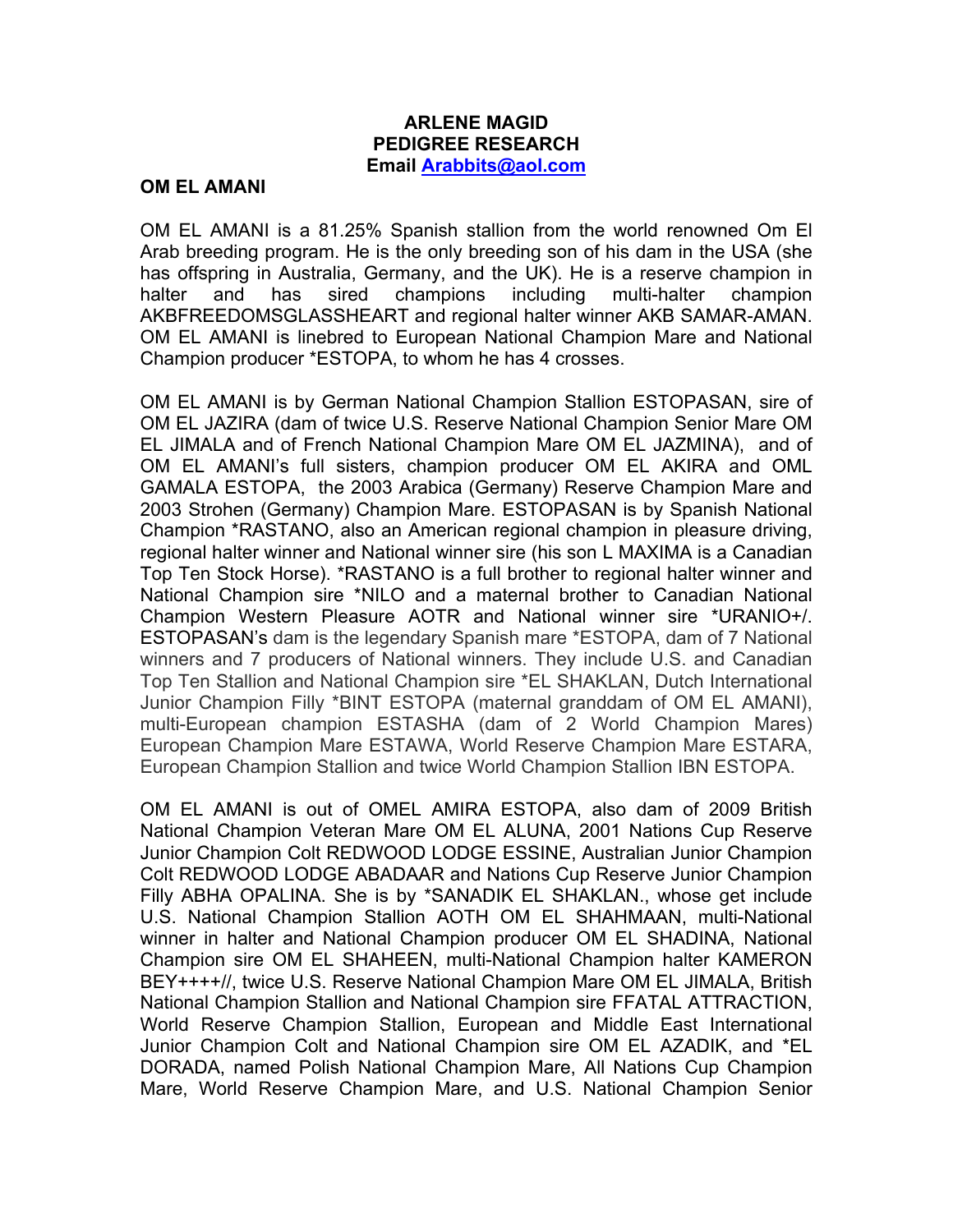**ARLENE MAGID**
**PEDIGREE RESEARCH**
**Email [Arabbits@aol.com](mailto:Arabbits@aol.com)**

**OM EL AMANI**

OM EL AMANI is a 81.25% Spanish stallion from the world renowned Om El Arab breeding program. He is the only breeding son of his dam in the USA (she has offspring in Australia, Germany, and the UK). He is a reserve champion in halter and has sired champions including multi-halter champion AKBFREEDOMSGLASSHEART and regional halter winner AKB SAMAR-AMAN. OM EL AMANI is linebred to European National Champion Mare and National Champion producer *ESTOPA, to whom he has 4 crosses.

OM EL AMANI is by German National Champion Stallion ESTOPASAN, sire of OM EL JAZIRA (dam of twice U.S. Reserve National Champion Senior Mare OM EL JIMALA and of French National Champion Mare OM EL JAZMINA), and of OM EL AMANI's full sisters, champion producer OM EL AKIRA and OML GAMALA ESTOPA, the 2003 Arabica (Germany) Reserve Champion Mare and 2003 Strohen (Germany) Champion Mare. ESTOPASAN is by Spanish National Champion *RASTANO, also an American regional champion in pleasure driving, regional halter winner and National winner sire (his son L MAXIMA is a Canadian Top Ten Stock Horse). *RASTANO is a full brother to regional halter winner and National Champion sire *NILO and a maternal brother to Canadian National Champion Western Pleasure AOTR and National winner sire *URANIO+/. ESTOPASAN's dam is the legendary Spanish mare *ESTOPA, dam of 7 National winners and 7 producers of National winners. They include U.S. and Canadian Top Ten Stallion and National Champion sire *EL SHAKLAN, Dutch International Junior Champion Filly *BINT ESTOPA (maternal granddam of OM EL AMANI), multi-European champion ESTASHA (dam of 2 World Champion Mares) European Champion Mare ESTAWA, World Reserve Champion Mare ESTARA, European Champion Stallion and twice World Champion Stallion IBN ESTOPA.

OM EL AMANI is out of OMEL AMIRA ESTOPA, also dam of 2009 British National Champion Veteran Mare OM EL ALUNA, 2001 Nations Cup Reserve Junior Champion Colt REDWOOD LODGE ESSINE, Australian Junior Champion Colt REDWOOD LODGE ABADAAR and Nations Cup Reserve Junior Champion Filly ABHA OPALINA. She is by *SANADIK EL SHAKLAN., whose get include U.S. National Champion Stallion AOTH OM EL SHAHMAAN, multi-National winner in halter and National Champion producer OM EL SHADINA, National Champion sire OM EL SHAHEEN, multi-National Champion halter KAMERON BEY++++//, twice U.S. Reserve National Champion Mare OM EL JIMALA, British National Champion Stallion and National Champion sire FFATAL ATTRACTION, World Reserve Champion Stallion, European and Middle East International Junior Champion Colt and National Champion sire OM EL AZADIK, and *EL DORADA, named Polish National Champion Mare, All Nations Cup Champion Mare, World Reserve Champion Mare, and U.S. National Champion Senior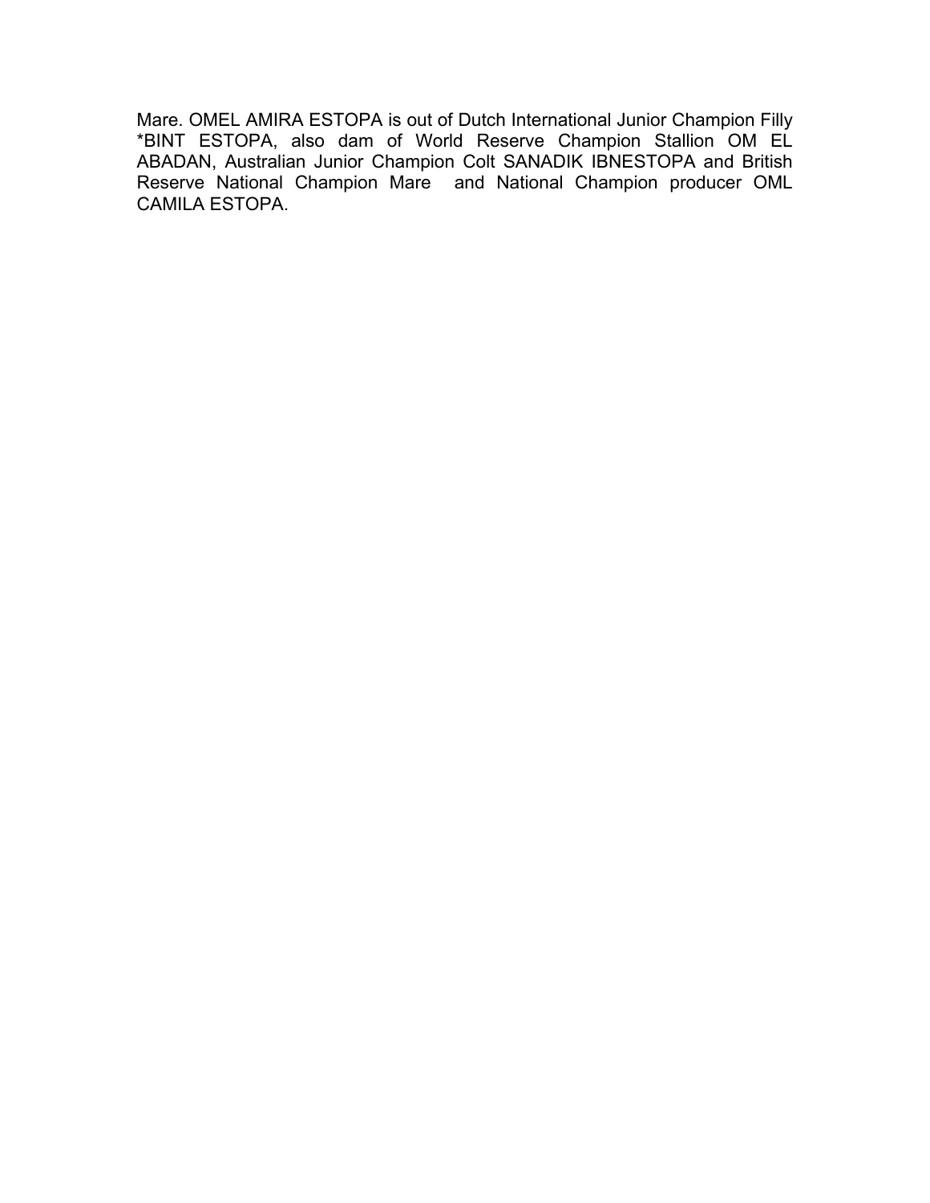Mare. OMEL AMIRA ESTOPA is out of Dutch International Junior Champion Filly *BINT ESTOPA, also dam of World Reserve Champion Stallion OM EL ABADAN, Australian Junior Champion Colt SANADIK IBNESTOPA and British Reserve National Champion Mare and National Champion producer OML CAMILA ESTOPA.